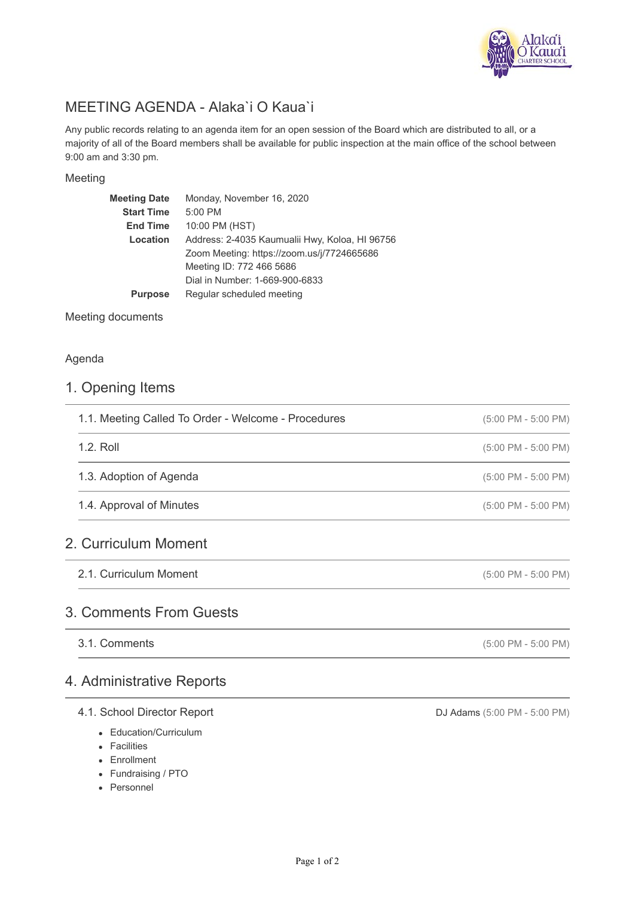# MEETING AGENDA - Alaka`i O Kaua`i

Any public records relating to an agenda item for an open session of the Board which are distributed to all, or a majority of all of the Board members shall be available for public inspection at the main office of the school between 9:00 am and 3:30 pm.

## Meeting

| | |
|---|---|
| **Meeting Date** | Monday, November 16, 2020 |
| **Start Time** | 5:00 PM |
| **End Time** | 10:00 PM (HST) |
| **Location** | Address: 2-4035 Kaumualii Hwy, Koloa, HI 96756<br>Zoom Meeting: https://zoom.us/j/7724665686<br>Meeting ID: 772 466 5686<br>Dial in Number: 1-669-900-6833 |
| **Purpose** | Regular scheduled meeting |

## Meeting documents

## Agenda

## 1. Opening Items

### 1.1. Meeting Called To Order - Welcome - Procedures
(5:00 PM - 5:00 PM)

### 1.2. Roll
(5:00 PM - 5:00 PM)

### 1.3. Adoption of Agenda
(5:00 PM - 5:00 PM)

### 1.4. Approval of Minutes
(5:00 PM - 5:00 PM)

## 2. Curriculum Moment

### 2.1. Curriculum Moment
(5:00 PM - 5:00 PM)

## 3. Comments From Guests

### 3.1. Comments
(5:00 PM - 5:00 PM)

## 4. Administrative Reports

### 4.1. School Director Report
DJ Adams (5:00 PM - 5:00 PM)

- Education/Curriculum
- Facilities
- Enrollment
- Fundraising / PTO
- Personnel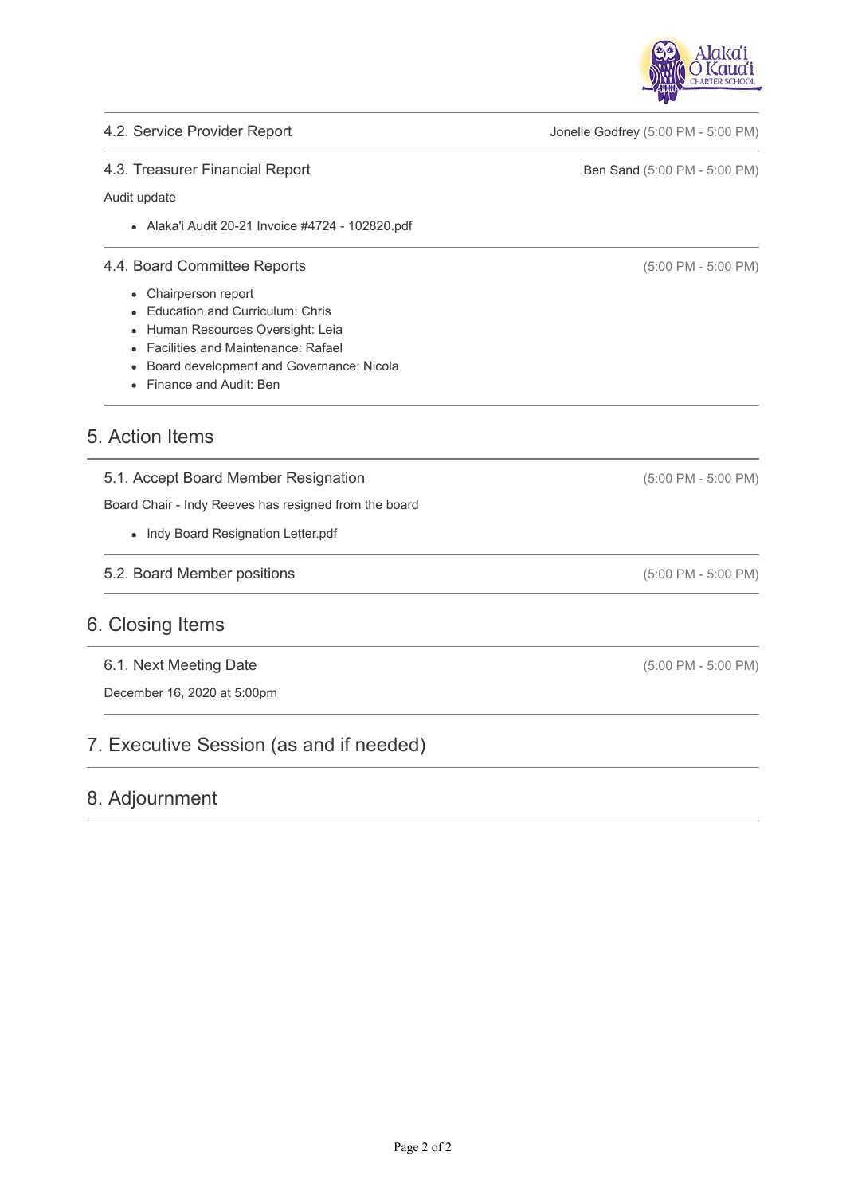### 4.2. Service Provider Report

Jonelle Godfrey (5:00 PM - 5:00 PM)

### 4.3. Treasurer Financial Report

Ben Sand (5:00 PM - 5:00 PM)

Audit update

- Alaka'i Audit 20-21 Invoice #4724 - 102820.pdf

### 4.4. Board Committee Reports

(5:00 PM - 5:00 PM)

- Chairperson report
- Education and Curriculum: Chris
- Human Resources Oversight: Leia
- Facilities and Maintenance: Rafael
- Board development and Governance: Nicola
- Finance and Audit: Ben

## 5. Action Items

### 5.1. Accept Board Member Resignation

(5:00 PM - 5:00 PM)

Board Chair - Indy Reeves has resigned from the board

- Indy Board Resignation Letter.pdf

### 5.2. Board Member positions

(5:00 PM - 5:00 PM)

## 6. Closing Items

### 6.1. Next Meeting Date

(5:00 PM - 5:00 PM)

December 16, 2020 at 5:00pm

## 7. Executive Session (as and if needed)

## 8. Adjournment